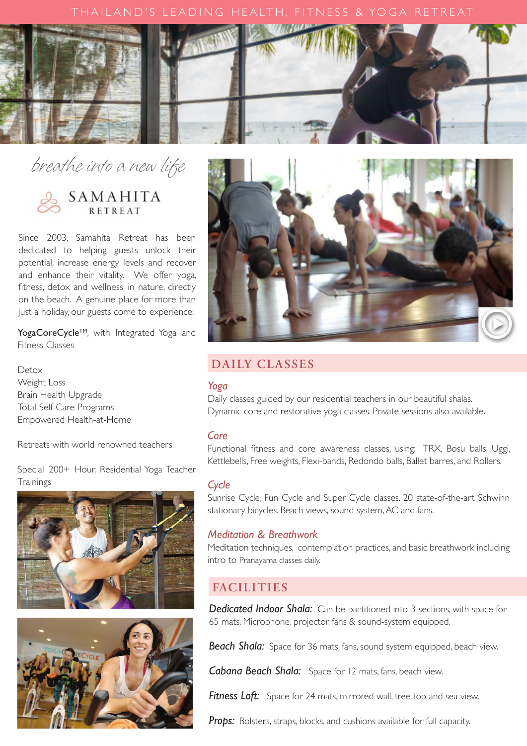THAILAND'S LEADING HEALTH, FITNESS & YOGA RETREAT

*breathe into a new life*

# SAMAHITA RETREAT

Since 2003, Samahita Retreat has been dedicated to helping guests unlock their potential, increase energy levels and recover and enhance their vitality. We offer yoga, fitness, detox and wellness, in nature, directly on the beach. A genuine place for more than just a holiday, our guests come to experience:

**YogaCoreCycle™**, with Integrated Yoga and Fitness Classes

Detox
Weight Loss
Brain Health Upgrade
Total Self-Care Programs
Empowered Health-at-Home

Retreats with world renowned teachers

Special 200+ Hour, Residential Yoga Teacher Trainings

## DAILY CLASSES

### *Yoga*

Daily classes guided by our residential teachers in our beautiful shalas. Dynamic core and restorative yoga classes. Private sessions also available.

### *Core*

Functional fitness and core awareness classes, using: TRX, Bosu balls, Uggi, Kettlebells, Free weights, Flexi-bands, Redondo balls, Ballet barres, and Rollers.

### *Cycle*

Sunrise Cycle, Fun Cycle and Super Cycle classes. 20 state-of-the-art Schwinn stationary bicycles. Beach views, sound system, AC and fans.

### *Meditation & Breathwork*

Meditation techniques, contemplation practices, and basic breathwork including intro to Pranayama classes daily.

## FACILITIES

***Dedicated Indoor Shala:*** Can be partitioned into 3-sections, with space for 65 mats. Microphone, projector, fans & sound-system equipped.

***Beach Shala:*** Space for 36 mats, fans, sound system equipped, beach view.

***Cabana Beach Shala:*** Space for 12 mats, fans, beach view.

***Fitness Loft:*** Space for 24 mats, mirrored wall, tree top and sea view.

***Props:*** Bolsters, straps, blocks, and cushions available for full capacity.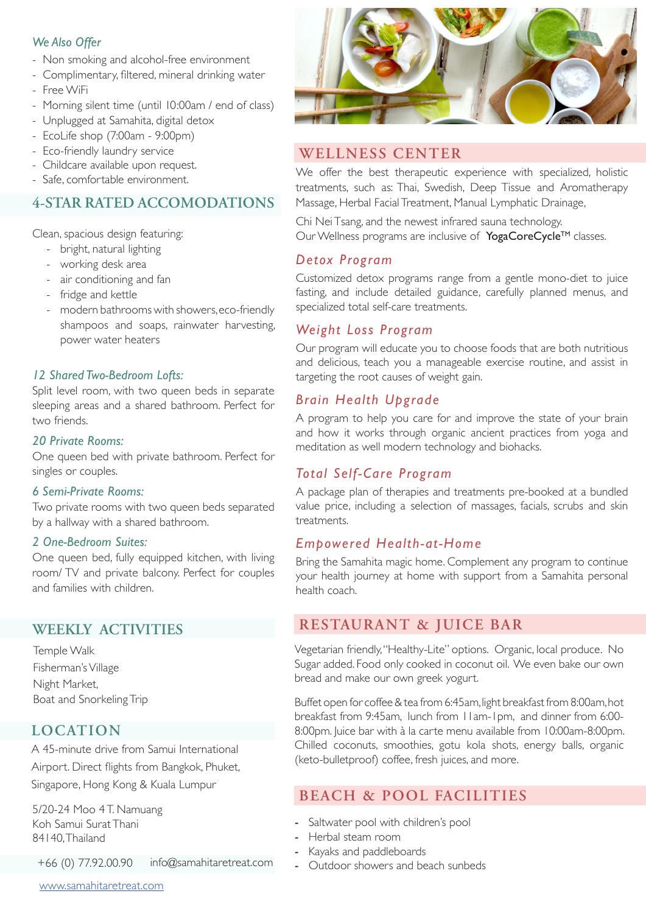*We Also Offer*

- Non smoking and alcohol-free environment
- Complimentary, filtered, mineral drinking water
- Free WiFi
- Morning silent time (until 10:00am / end of class)
- Unplugged at Samahita, digital detox
- EcoLife shop (7:00am - 9:00pm)
- Eco-friendly laundry service
- Childcare available upon request.
- Safe, comfortable environment.

## 4-STAR RATED ACCOMODATIONS

Clean, spacious design featuring:

- bright, natural lighting
- working desk area
- air conditioning and fan
- fridge and kettle
- modern bathrooms with showers, eco-friendly shampoos and soaps, rainwater harvesting, power water heaters

*12 Shared Two-Bedroom Lofts:*
Split level room, with two queen beds in separate sleeping areas and a shared bathroom. Perfect for two friends.

*20 Private Rooms:*
One queen bed with private bathroom. Perfect for singles or couples.

*6 Semi-Private Rooms:*
Two private rooms with two queen beds separated by a hallway with a shared bathroom.

*2 One-Bedroom Suites:*
One queen bed, fully equipped kitchen, with living room/ TV and private balcony. Perfect for couples and families with children.

## WEEKLY ACTIVITIES

Temple Walk
Fisherman's Village
Night Market,
Boat and Snorkeling Trip

## LOCATION

A 45-minute drive from Samui International Airport. Direct flights from Bangkok, Phuket, Singapore, Hong Kong & Kuala Lumpur

5/20-24 Moo 4 T. Namuang
Koh Samui Surat Thani
84140, Thailand

+66 (0) 77.92.00.90 info@samahitaretreat.com

www.samahitaretreat.com

## WELLNESS CENTER

We offer the best therapeutic experience with specialized, holistic treatments, such as: Thai, Swedish, Deep Tissue and Aromatherapy Massage, Herbal Facial Treatment, Manual Lymphatic Drainage,

Chi Nei Tsang, and the newest infrared sauna technology.
Our Wellness programs are inclusive of **YogaCoreCycle™** classes.

### *Detox Program*

Customized detox programs range from a gentle mono-diet to juice fasting, and include detailed guidance, carefully planned menus, and specialized total self-care treatments.

### *Weight Loss Program*

Our program will educate you to choose foods that are both nutritious and delicious, teach you a manageable exercise routine, and assist in targeting the root causes of weight gain.

### *Brain Health Upgrade*

A program to help you care for and improve the state of your brain and how it works through organic ancient practices from yoga and meditation as well modern technology and biohacks.

### *Total Self-Care Program*

A package plan of therapies and treatments pre-booked at a bundled value price, including a selection of massages, facials, scrubs and skin treatments.

### *Empowered Health-at-Home*

Bring the Samahita magic home. Complement any program to continue your health journey at home with support from a Samahita personal health coach.

## RESTAURANT & JUICE BAR

Vegetarian friendly, "Healthy-Lite" options. Organic, local produce. No Sugar added. Food only cooked in coconut oil. We even bake our own bread and make our own greek yogurt.

Buffet open for coffee & tea from 6:45am, light breakfast from 8:00am, hot breakfast from 9:45am, lunch from 11am-1pm, and dinner from 6:00-8:00pm. Juice bar with à la carte menu available from 10:00am-8:00pm. Chilled coconuts, smoothies, gotu kola shots, energy balls, organic (keto-bulletproof) coffee, fresh juices, and more.

## BEACH & POOL FACILITIES

- Saltwater pool with children's pool
- Herbal steam room
- Kayaks and paddleboards
- Outdoor showers and beach sunbeds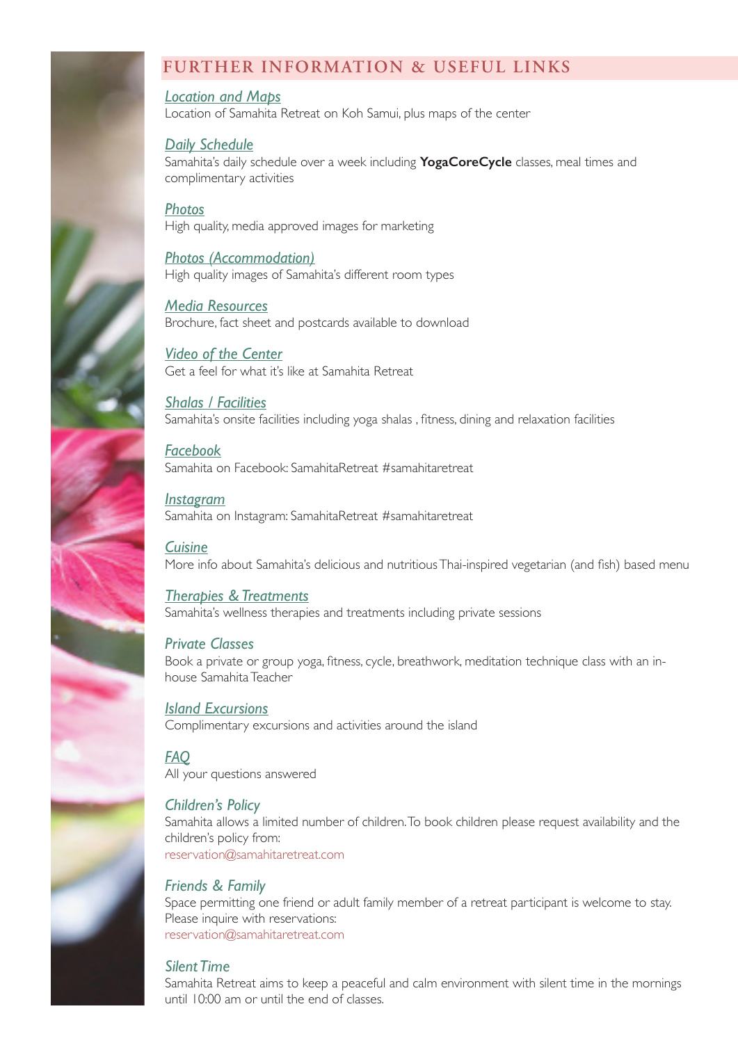## FURTHER INFORMATION & USEFUL LINKS

*Location and Maps*
Location of Samahita Retreat on Koh Samui, plus maps of the center

*Daily Schedule*
Samahita's daily schedule over a week including **YogaCoreCycle** classes, meal times and complimentary activities

*Photos*
High quality, media approved images for marketing

*Photos (Accommodation)*
High quality images of Samahita's different room types

*Media Resources*
Brochure, fact sheet and postcards available to download

*Video of the Center*
Get a feel for what it's like at Samahita Retreat

*Shalas / Facilities*
Samahita's onsite facilities including yoga shalas , fitness, dining and relaxation facilities

*Facebook*
Samahita on Facebook: SamahitaRetreat #samahitaretreat

*Instagram*
Samahita on Instagram: SamahitaRetreat #samahitaretreat

*Cuisine*
More info about Samahita's delicious and nutritious Thai-inspired vegetarian (and fish) based menu

*Therapies & Treatments*
Samahita's wellness therapies and treatments including private sessions

*Private Classes*
Book a private or group yoga, fitness, cycle, breathwork, meditation technique class with an in-house Samahita Teacher

*Island Excursions*
Complimentary excursions and activities around the island

*FAQ*
All your questions answered

*Children's Policy*
Samahita allows a limited number of children. To book children please request availability and the children's policy from:
reservation@samahitaretreat.com

*Friends & Family*
Space permitting one friend or adult family member of a retreat participant is welcome to stay. Please inquire with reservations:
reservation@samahitaretreat.com

*Silent Time*
Samahita Retreat aims to keep a peaceful and calm environment with silent time in the mornings until 10:00 am or until the end of classes.